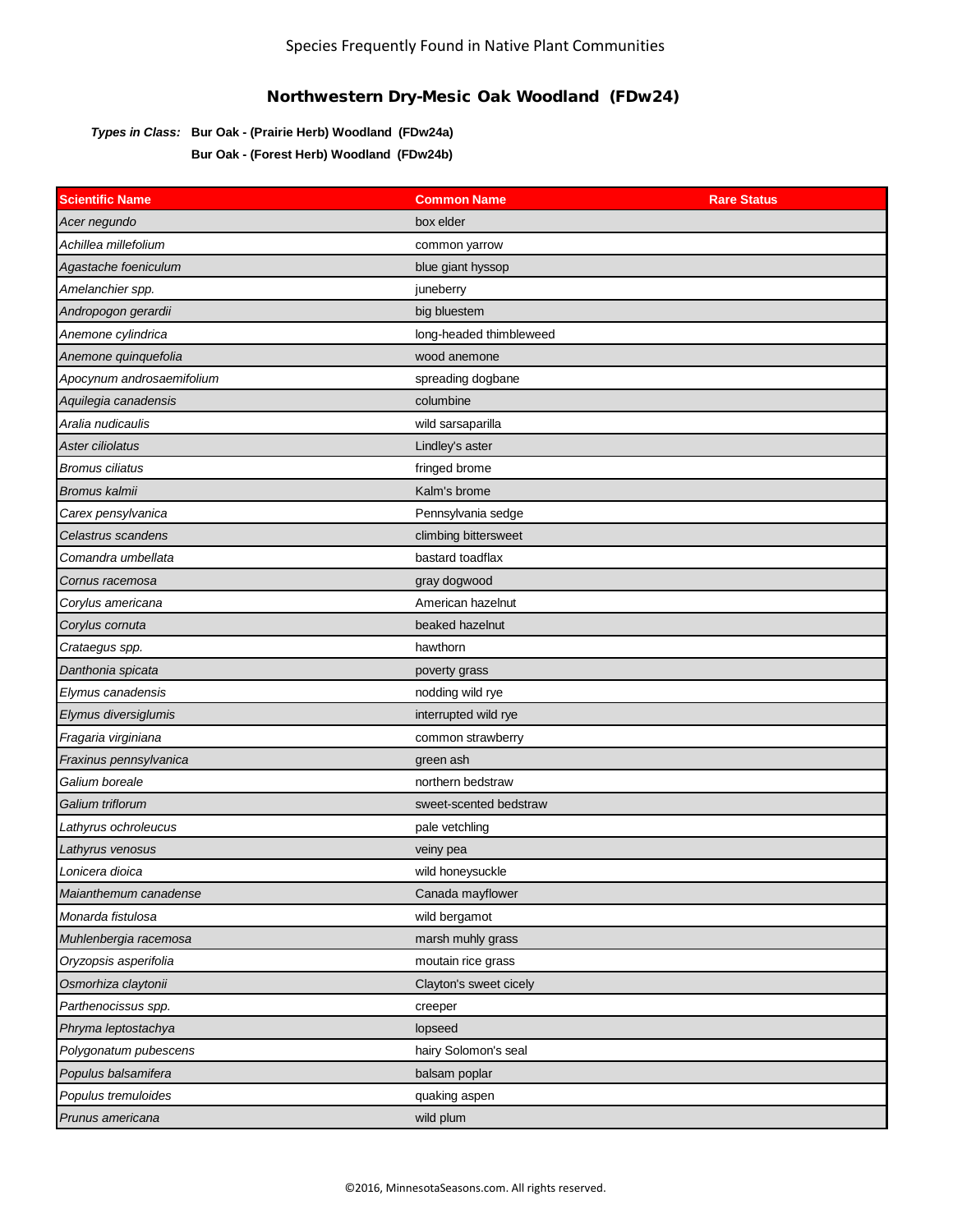Species Frequently Found in Native Plant Communities

## Northwestern Dry-Mesic Oak Woodland (FDw24)

***Types in Class:*** **Bur Oak - (Prairie Herb) Woodland (FDw24a)**

**Bur Oak - (Forest Herb) Woodland (FDw24b)**

| Scientific Name | Common Name | Rare Status |
|---|---|---|
| *Acer negundo* | box elder | |
| *Achillea millefolium* | common yarrow | |
| *Agastache foeniculum* | blue giant hyssop | |
| *Amelanchier spp.* | juneberry | |
| *Andropogon gerardii* | big bluestem | |
| *Anemone cylindrica* | long-headed thimbleweed | |
| *Anemone quinquefolia* | wood anemone | |
| *Apocynum androsaemifolium* | spreading dogbane | |
| *Aquilegia canadensis* | columbine | |
| *Aralia nudicaulis* | wild sarsaparilla | |
| *Aster ciliolatus* | Lindley's aster | |
| *Bromus ciliatus* | fringed brome | |
| *Bromus kalmii* | Kalm's brome | |
| *Carex pensylvanica* | Pennsylvania sedge | |
| *Celastrus scandens* | climbing bittersweet | |
| *Comandra umbellata* | bastard toadflax | |
| *Cornus racemosa* | gray dogwood | |
| *Corylus americana* | American hazelnut | |
| *Corylus cornuta* | beaked hazelnut | |
| *Crataegus spp.* | hawthorn | |
| *Danthonia spicata* | poverty grass | |
| *Elymus canadensis* | nodding wild rye | |
| *Elymus diversiglumis* | interrupted wild rye | |
| *Fragaria virginiana* | common strawberry | |
| *Fraxinus pennsylvanica* | green ash | |
| *Galium boreale* | northern bedstraw | |
| *Galium triflorum* | sweet-scented bedstraw | |
| *Lathyrus ochroleucus* | pale vetchling | |
| *Lathyrus venosus* | veiny pea | |
| *Lonicera dioica* | wild honeysuckle | |
| *Maianthemum canadense* | Canada mayflower | |
| *Monarda fistulosa* | wild bergamot | |
| *Muhlenbergia racemosa* | marsh muhly grass | |
| *Oryzopsis asperifolia* | moutain rice grass | |
| *Osmorhiza claytonii* | Clayton's sweet cicely | |
| *Parthenocissus spp.* | creeper | |
| *Phryma leptostachya* | lopseed | |
| *Polygonatum pubescens* | hairy Solomon's seal | |
| *Populus balsamifera* | balsam poplar | |
| *Populus tremuloides* | quaking aspen | |
| *Prunus americana* | wild plum | |

©2016, MinnesotaSeasons.com. All rights reserved.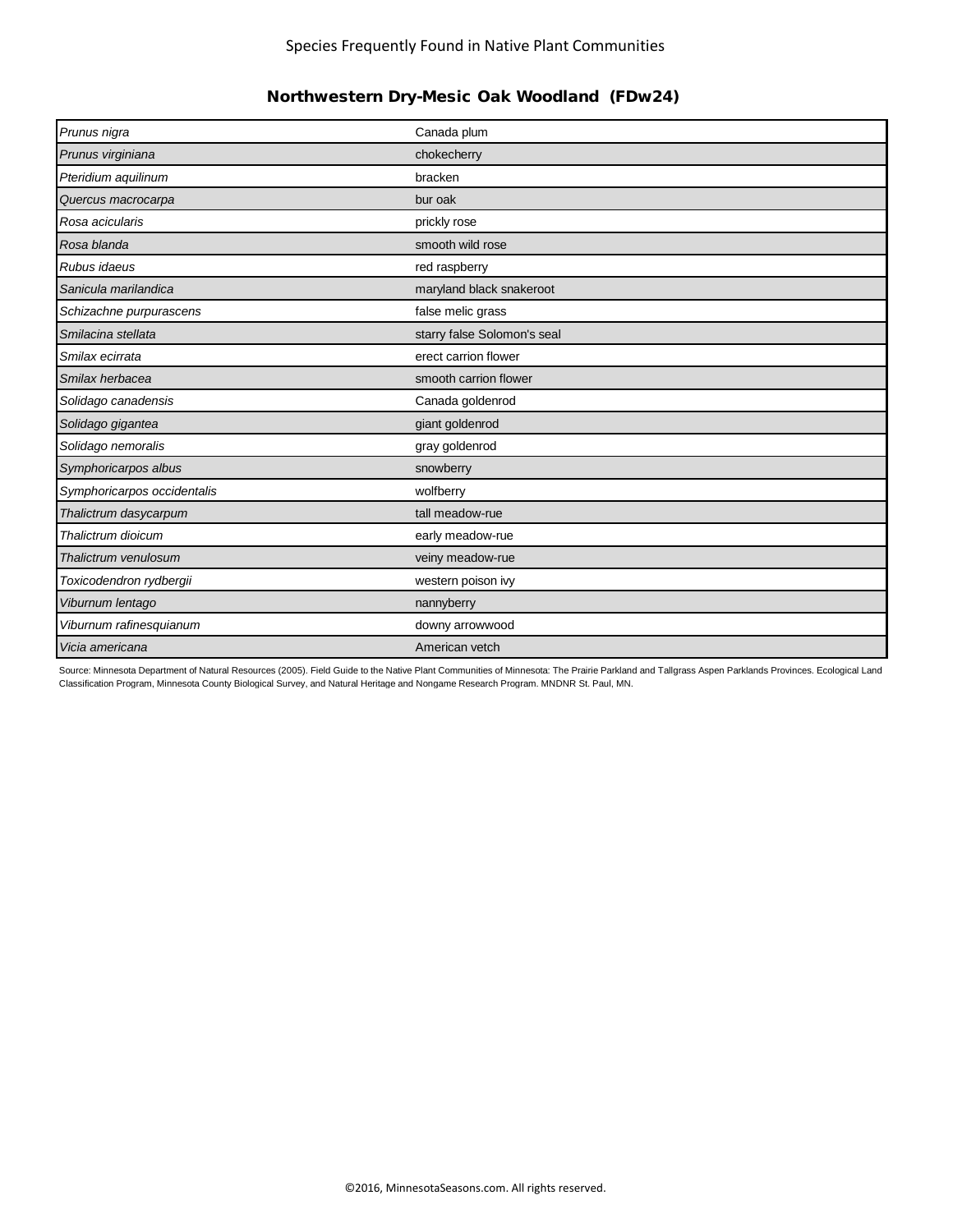Species Frequently Found in Native Plant Communities

## Northwestern Dry-Mesic Oak Woodland (FDw24)

| | |
|---|---|
| *Prunus nigra* | Canada plum |
| *Prunus virginiana* | chokecherry |
| *Pteridium aquilinum* | bracken |
| *Quercus macrocarpa* | bur oak |
| *Rosa acicularis* | prickly rose |
| *Rosa blanda* | smooth wild rose |
| *Rubus idaeus* | red raspberry |
| *Sanicula marilandica* | maryland black snakeroot |
| *Schizachne purpurascens* | false melic grass |
| *Smilacina stellata* | starry false Solomon's seal |
| *Smilax ecirrata* | erect carrion flower |
| *Smilax herbacea* | smooth carrion flower |
| *Solidago canadensis* | Canada goldenrod |
| *Solidago gigantea* | giant goldenrod |
| *Solidago nemoralis* | gray goldenrod |
| *Symphoricarpos albus* | snowberry |
| *Symphoricarpos occidentalis* | wolfberry |
| *Thalictrum dasycarpum* | tall meadow-rue |
| *Thalictrum dioicum* | early meadow-rue |
| *Thalictrum venulosum* | veiny meadow-rue |
| *Toxicodendron rydbergii* | western poison ivy |
| *Viburnum lentago* | nannyberry |
| *Viburnum rafinesquianum* | downy arrowwood |
| *Vicia americana* | American vetch |

Source: Minnesota Department of Natural Resources (2005). Field Guide to the Native Plant Communities of Minnesota: The Prairie Parkland and Tallgrass Aspen Parklands Provinces. Ecological Land Classification Program, Minnesota County Biological Survey, and Natural Heritage and Nongame Research Program. MNDNR St. Paul, MN.

©2016, MinnesotaSeasons.com. All rights reserved.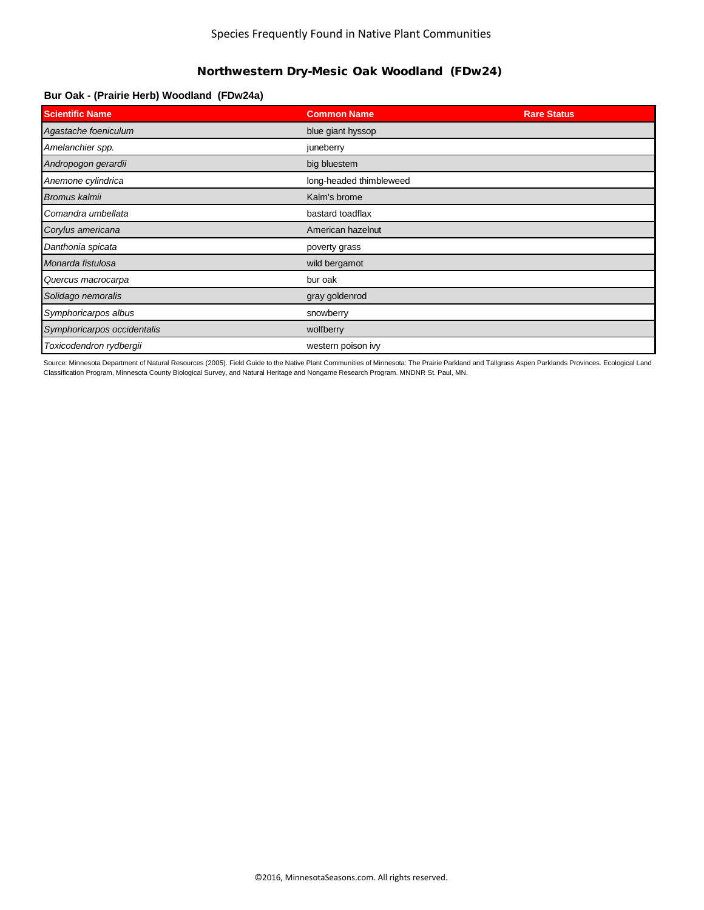Species Frequently Found in Native Plant Communities

# Northwestern Dry-Mesic Oak Woodland (FDw24)

### Bur Oak - (Prairie Herb) Woodland (FDw24a)

| Scientific Name | Common Name | Rare Status |
|---|---|---|
| *Agastache foeniculum* | blue giant hyssop | |
| *Amelanchier spp.* | juneberry | |
| *Andropogon gerardii* | big bluestem | |
| *Anemone cylindrica* | long-headed thimbleweed | |
| *Bromus kalmii* | Kalm's brome | |
| *Comandra umbellata* | bastard toadflax | |
| *Corylus americana* | American hazelnut | |
| *Danthonia spicata* | poverty grass | |
| *Monarda fistulosa* | wild bergamot | |
| *Quercus macrocarpa* | bur oak | |
| *Solidago nemoralis* | gray goldenrod | |
| *Symphoricarpos albus* | snowberry | |
| *Symphoricarpos occidentalis* | wolfberry | |
| *Toxicodendron rydbergii* | western poison ivy | |

Source: Minnesota Department of Natural Resources (2005). Field Guide to the Native Plant Communities of Minnesota: The Prairie Parkland and Tallgrass Aspen Parklands Provinces. Ecological Land Classification Program, Minnesota County Biological Survey, and Natural Heritage and Nongame Research Program. MNDNR St. Paul, MN.

©2016, MinnesotaSeasons.com. All rights reserved.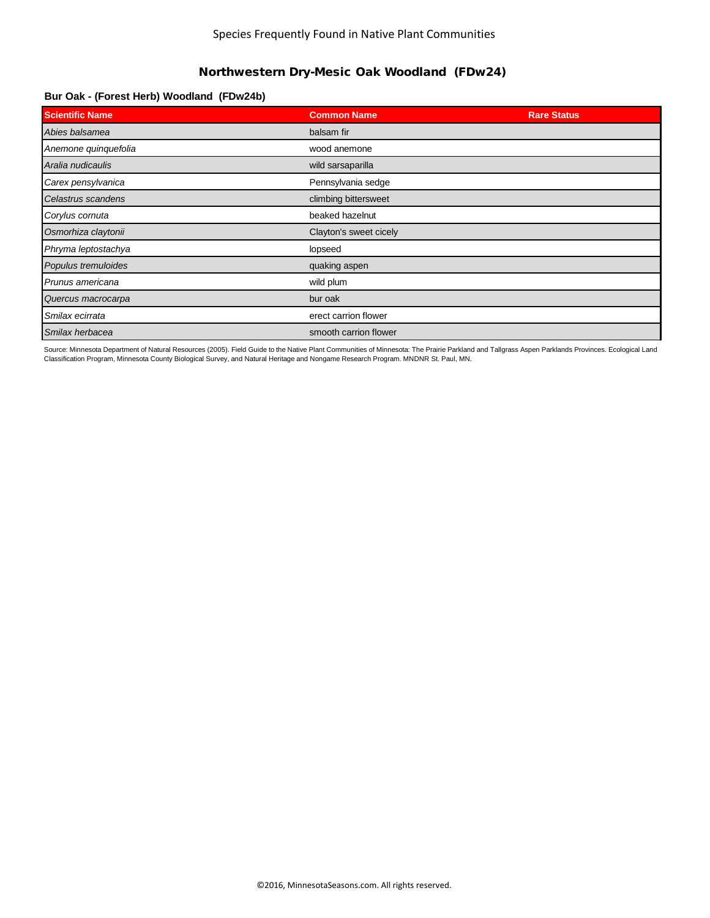Species Frequently Found in Native Plant Communities

# Northwestern Dry-Mesic Oak Woodland (FDw24)

### Bur Oak - (Forest Herb) Woodland (FDw24b)

| Scientific Name | Common Name | Rare Status |
|---|---|---|
| *Abies balsamea* | balsam fir | |
| *Anemone quinquefolia* | wood anemone | |
| *Aralia nudicaulis* | wild sarsaparilla | |
| *Carex pensylvanica* | Pennsylvania sedge | |
| *Celastrus scandens* | climbing bittersweet | |
| *Corylus cornuta* | beaked hazelnut | |
| *Osmorhiza claytonii* | Clayton's sweet cicely | |
| *Phryma leptostachya* | lopseed | |
| *Populus tremuloides* | quaking aspen | |
| *Prunus americana* | wild plum | |
| *Quercus macrocarpa* | bur oak | |
| *Smilax ecirrata* | erect carrion flower | |
| *Smilax herbacea* | smooth carrion flower | |

Source: Minnesota Department of Natural Resources (2005). Field Guide to the Native Plant Communities of Minnesota: The Prairie Parkland and Tallgrass Aspen Parklands Provinces. Ecological Land Classification Program, Minnesota County Biological Survey, and Natural Heritage and Nongame Research Program. MNDNR St. Paul, MN.

©2016, MinnesotaSeasons.com. All rights reserved.